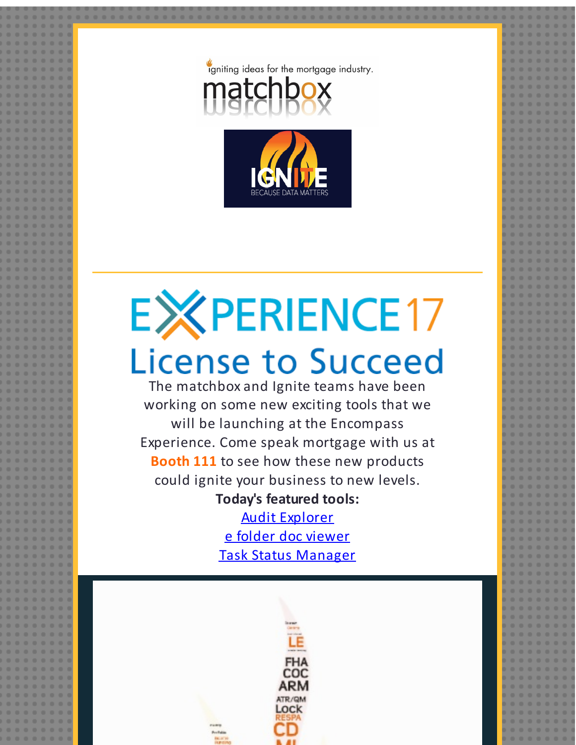igniting ideas for the mortgage industry.

matchbox

IGNITE

BECAUSE DATA MATTERS

---

# EXPERIENCE17

## License to Succeed

The matchbox and Ignite teams have been working on some new exciting tools that we will be launching at the Encompass Experience. Come speak mortgage with us at **Booth 111** to see how these new products could ignite your business to new levels.

**Today's featured tools:**

Audit Explorer

e folder doc viewer

Task Status Manager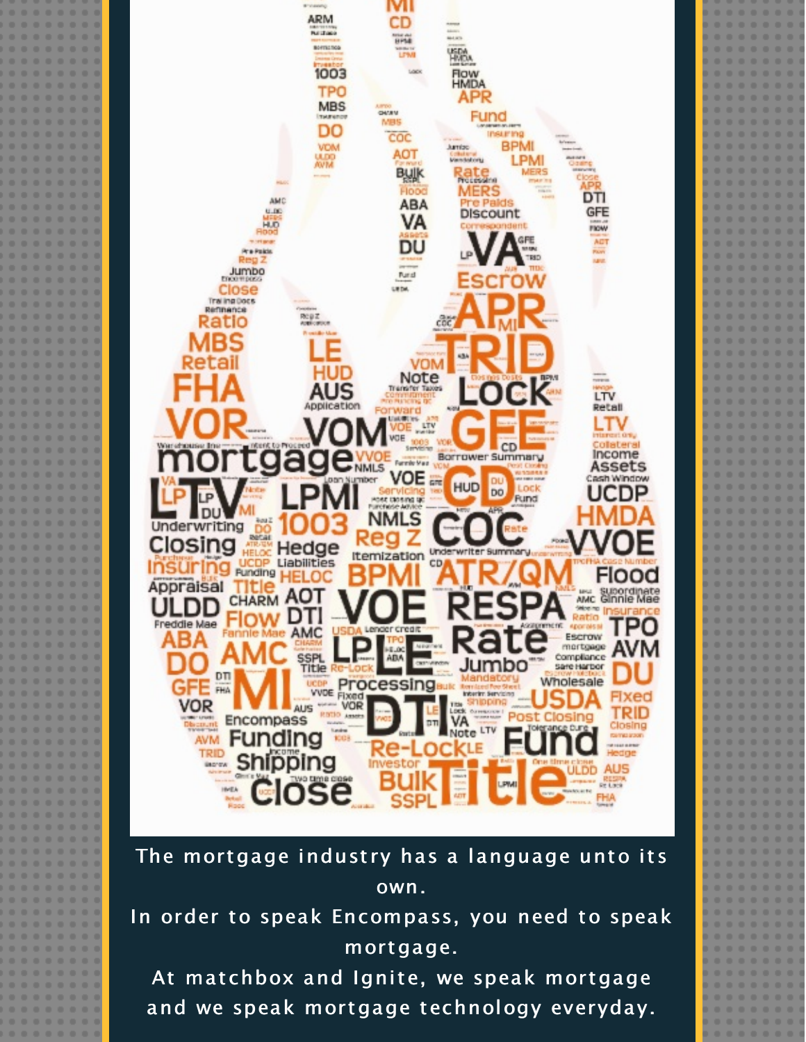The mortgage industry has a language unto its own.

In order to speak Encompass, you need to speak mortgage.

At matchbox and Ignite, we speak mortgage and we speak mortgage technology everyday.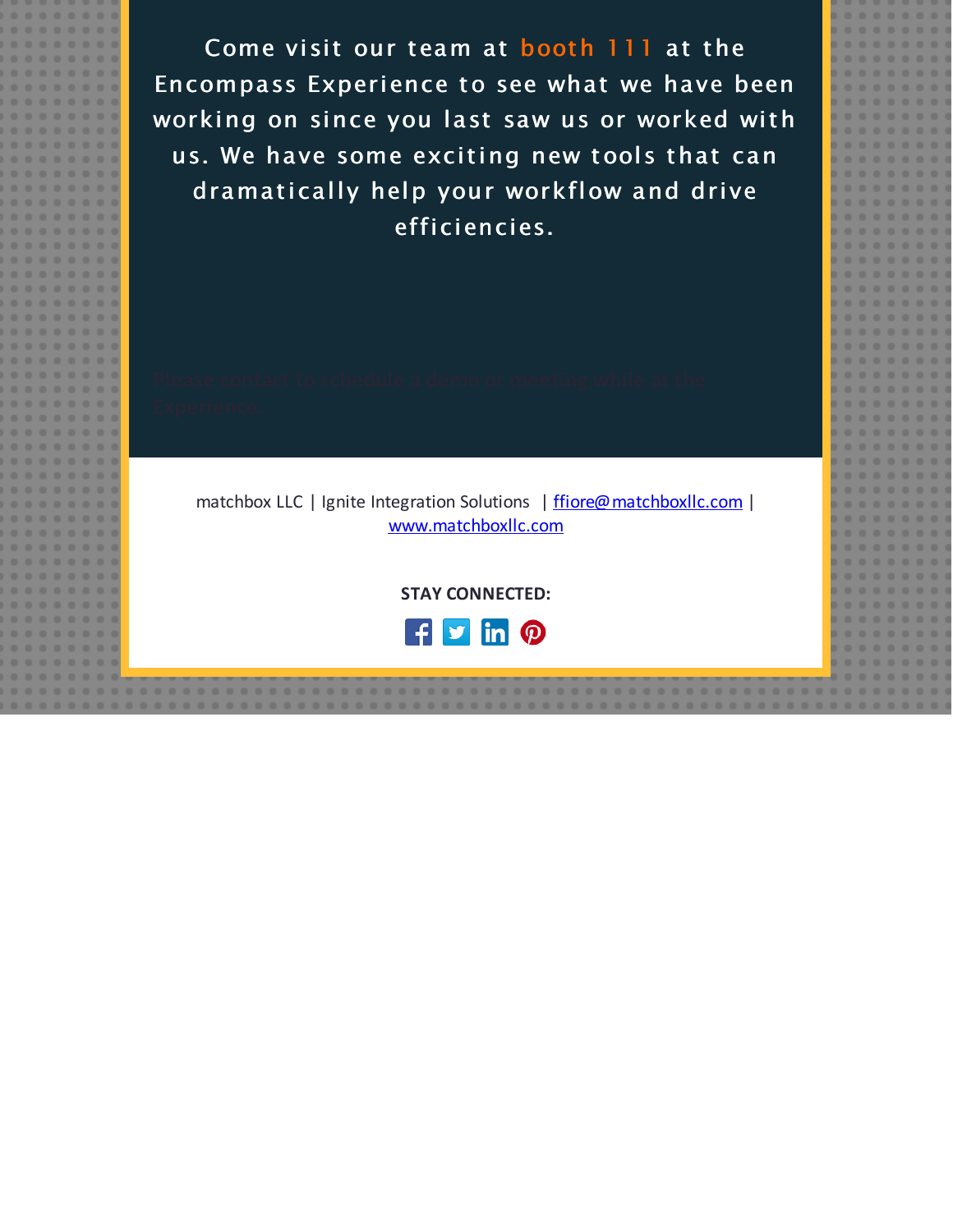Come visit our team at **booth 111** at the Encompass Experience to see what we have been working on since you last saw us or worked with us. We have some exciting new tools that can dramatically help your workflow and drive efficiencies.

Please contact to schedule a demo or meeting while at the Experience.

matchbox LLC | Ignite Integration Solutions | ffiore@matchboxllc.com | www.matchboxllc.com

**STAY CONNECTED:**